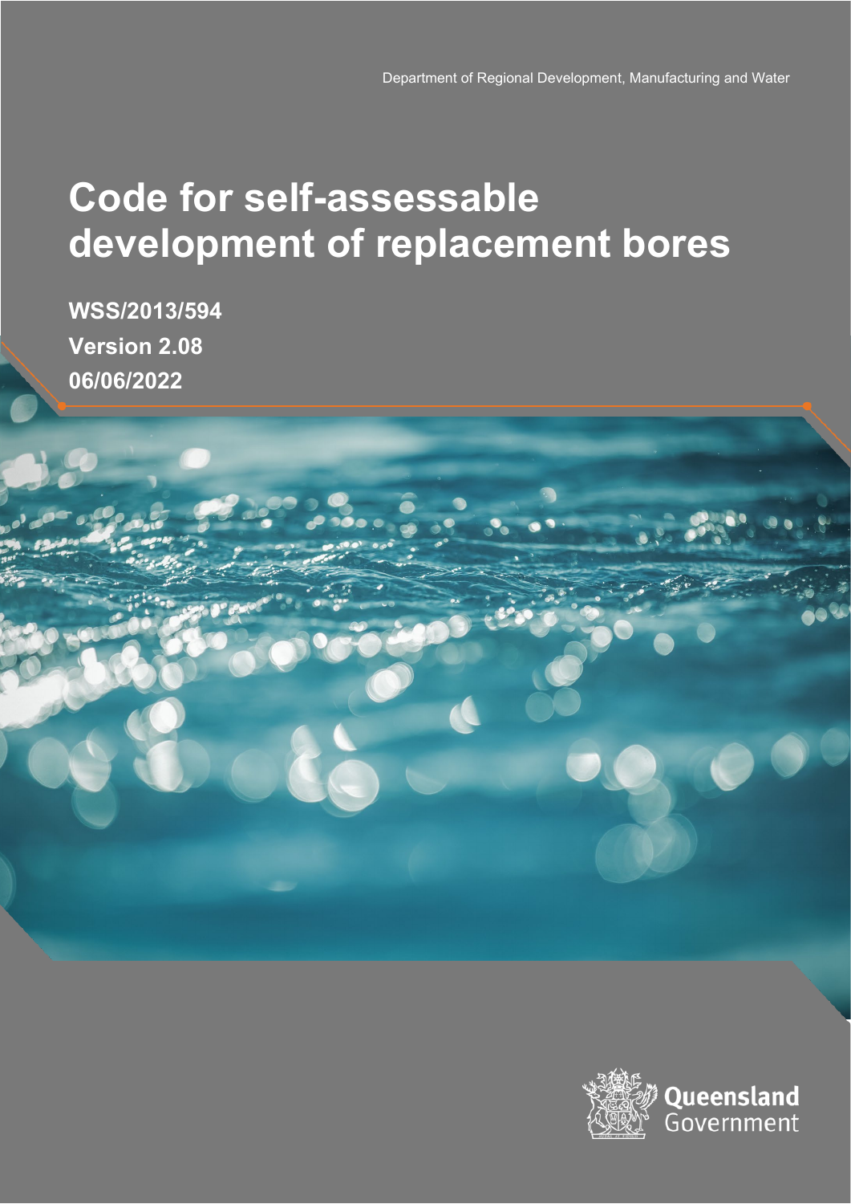Department of Regional Development, Manufacturing and Water

# Code for self-assessable development of replacement bores

**WSS/2013/594**
**Version 2.08**
**06/06/2022**

Queensland Government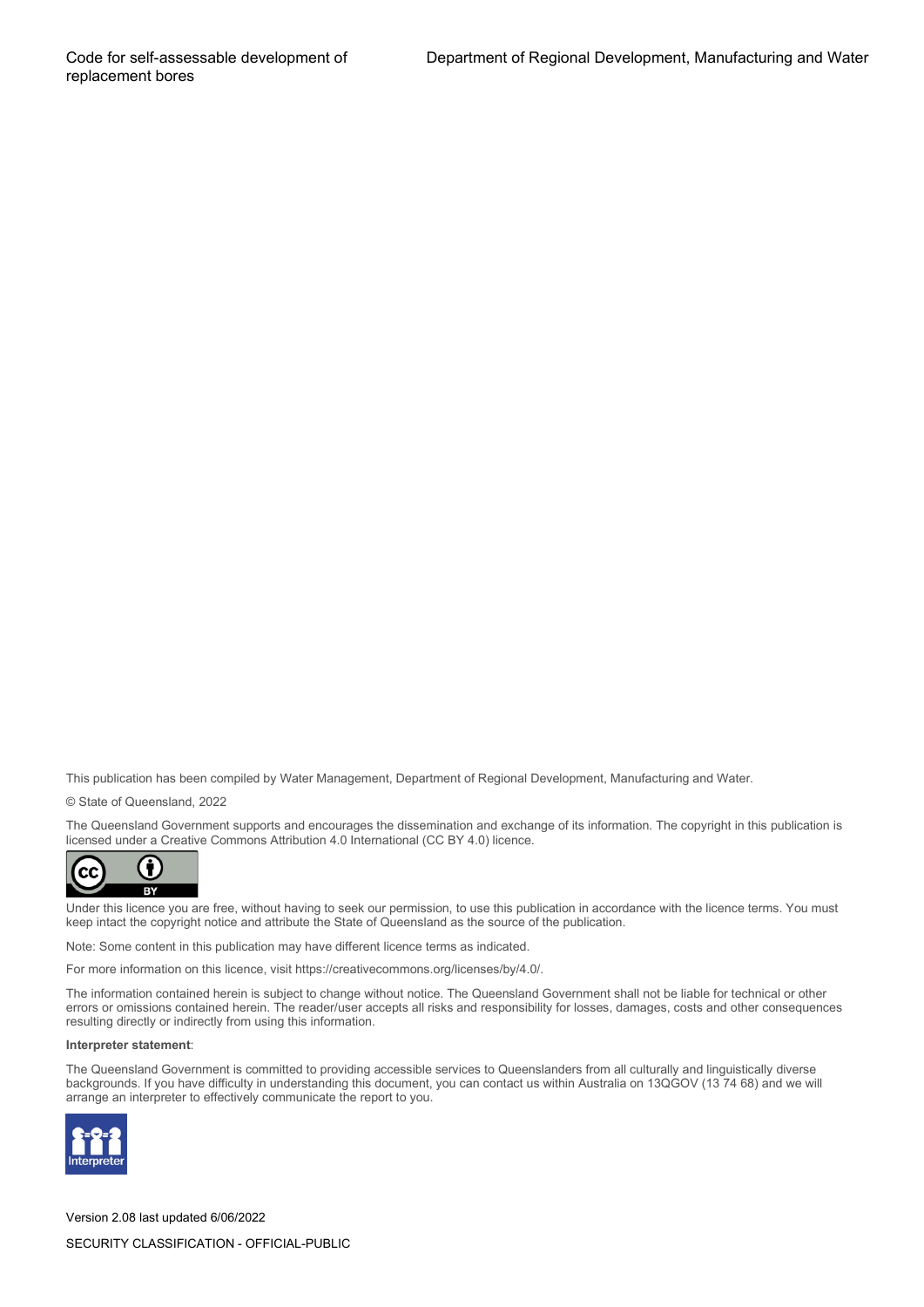This publication has been compiled by Water Management, Department of Regional Development, Manufacturing and Water.

© State of Queensland, 2022

The Queensland Government supports and encourages the dissemination and exchange of its information. The copyright in this publication is licensed under a Creative Commons Attribution 4.0 International (CC BY 4.0) licence.

Under this licence you are free, without having to seek our permission, to use this publication in accordance with the licence terms. You must keep intact the copyright notice and attribute the State of Queensland as the source of the publication.

Note: Some content in this publication may have different licence terms as indicated.

For more information on this licence, visit https://creativecommons.org/licenses/by/4.0/.

The information contained herein is subject to change without notice. The Queensland Government shall not be liable for technical or other errors or omissions contained herein. The reader/user accepts all risks and responsibility for losses, damages, costs and other consequences resulting directly or indirectly from using this information.

**Interpreter statement**:

The Queensland Government is committed to providing accessible services to Queenslanders from all culturally and linguistically diverse backgrounds. If you have difficulty in understanding this document, you can contact us within Australia on 13QGOV (13 74 68) and we will arrange an interpreter to effectively communicate the report to you.

Version 2.08 last updated 6/06/2022

SECURITY CLASSIFICATION - OFFICIAL-PUBLIC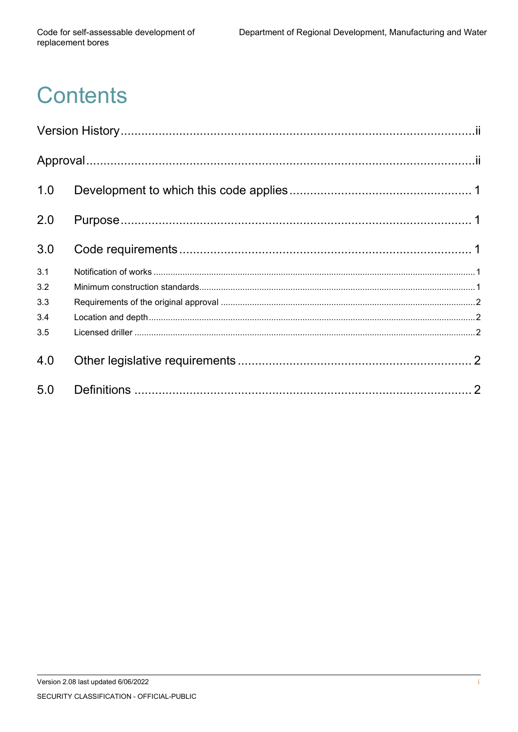# Contents

Version History....................................................................................................ii

Approval..............................................................................................................ii

1.0 Development to which this code applies .................................................... 1

2.0 Purpose ...................................................................................................... 1

3.0 Code requirements ..................................................................................... 1

3.1 Notification of works ..................................................................................................... 1

3.2 Minimum construction standards.................................................................................. 1

3.3 Requirements of the original approval ......................................................................... 2

3.4 Location and depth ....................................................................................................... 2

3.5 Licensed driller ............................................................................................................. 2

4.0 Other legislative requirements .................................................................... 2

5.0 Definitions .................................................................................................. 2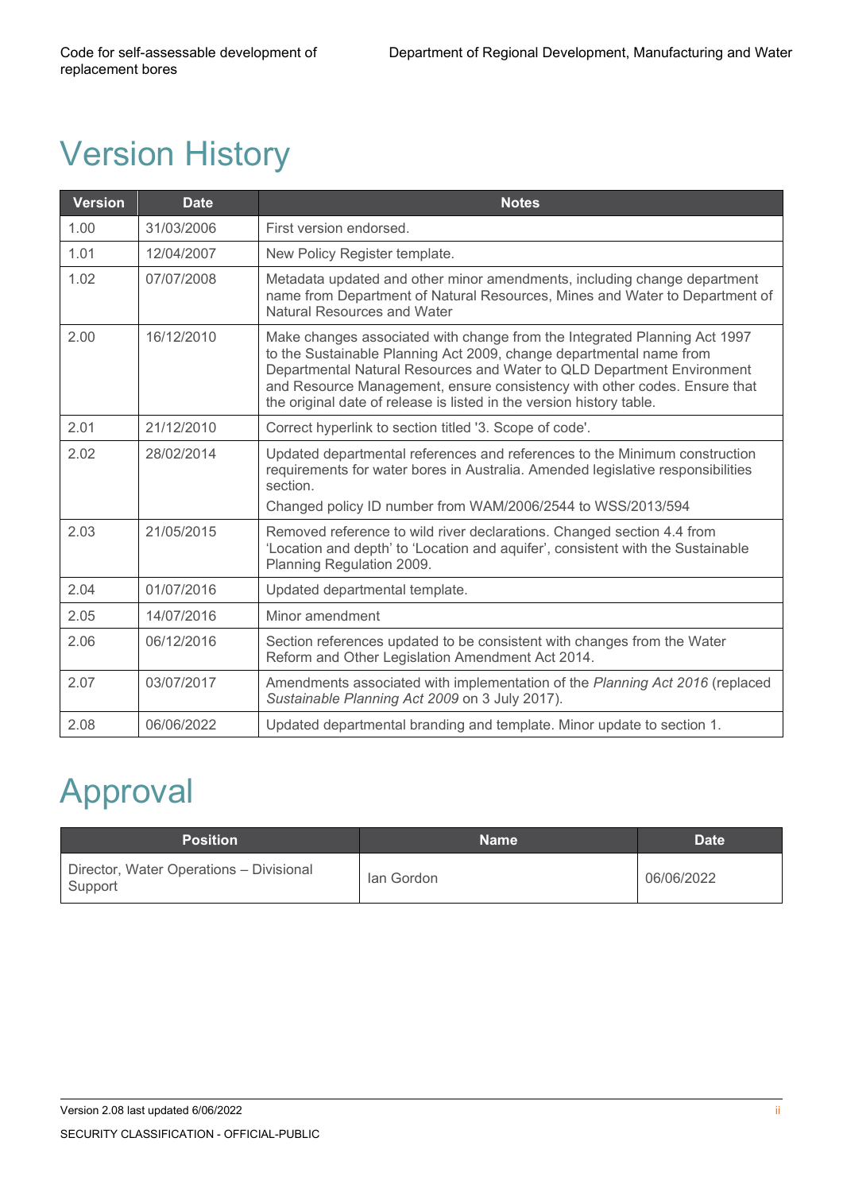# Version History

| Version | Date | Notes |
|---|---|---|
| 1.00 | 31/03/2006 | First version endorsed. |
| 1.01 | 12/04/2007 | New Policy Register template. |
| 1.02 | 07/07/2008 | Metadata updated and other minor amendments, including change department name from Department of Natural Resources, Mines and Water to Department of Natural Resources and Water |
| 2.00 | 16/12/2010 | Make changes associated with change from the Integrated Planning Act 1997 to the Sustainable Planning Act 2009, change departmental name from Departmental Natural Resources and Water to QLD Department Environment and Resource Management, ensure consistency with other codes. Ensure that the original date of release is listed in the version history table. |
| 2.01 | 21/12/2010 | Correct hyperlink to section titled '3. Scope of code'. |
| 2.02 | 28/02/2014 | Updated departmental references and references to the Minimum construction requirements for water bores in Australia. Amended legislative responsibilities section.<br>Changed policy ID number from WAM/2006/2544 to WSS/2013/594 |
| 2.03 | 21/05/2015 | Removed reference to wild river declarations. Changed section 4.4 from 'Location and depth' to 'Location and aquifer', consistent with the Sustainable Planning Regulation 2009. |
| 2.04 | 01/07/2016 | Updated departmental template. |
| 2.05 | 14/07/2016 | Minor amendment |
| 2.06 | 06/12/2016 | Section references updated to be consistent with changes from the Water Reform and Other Legislation Amendment Act 2014. |
| 2.07 | 03/07/2017 | Amendments associated with implementation of the *Planning Act 2016* (replaced *Sustainable Planning Act 2009* on 3 July 2017). |
| 2.08 | 06/06/2022 | Updated departmental branding and template. Minor update to section 1. |

# Approval

| Position | Name | Date |
|---|---|---|
| Director, Water Operations – Divisional Support | Ian Gordon | 06/06/2022 |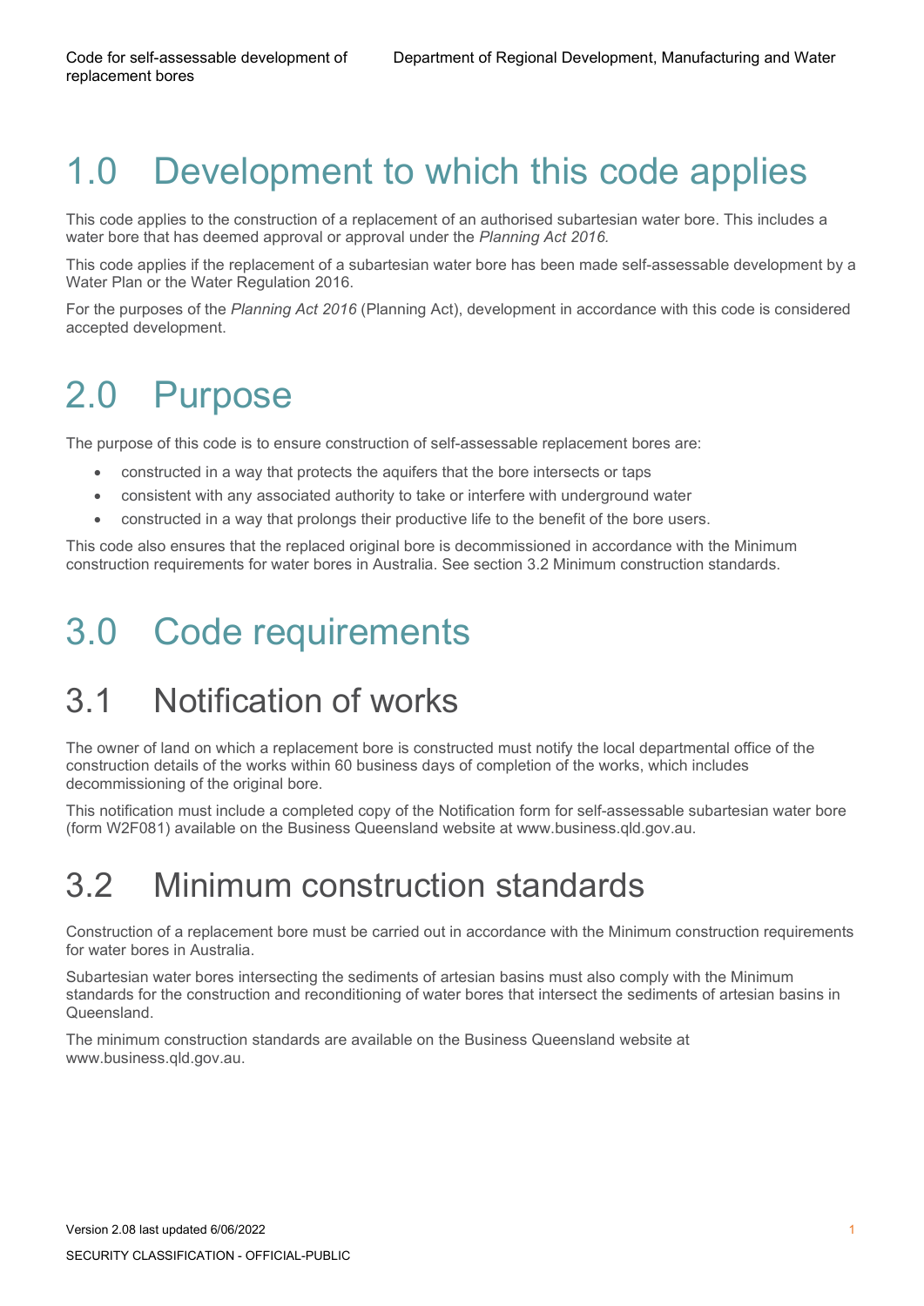# 1.0 Development to which this code applies

This code applies to the construction of a replacement of an authorised subartesian water bore. This includes a water bore that has deemed approval or approval under the *Planning Act 2016*.

This code applies if the replacement of a subartesian water bore has been made self-assessable development by a Water Plan or the Water Regulation 2016.

For the purposes of the *Planning Act 2016* (Planning Act), development in accordance with this code is considered accepted development.

# 2.0 Purpose

The purpose of this code is to ensure construction of self-assessable replacement bores are:

- constructed in a way that protects the aquifers that the bore intersects or taps
- consistent with any associated authority to take or interfere with underground water
- constructed in a way that prolongs their productive life to the benefit of the bore users.

This code also ensures that the replaced original bore is decommissioned in accordance with the Minimum construction requirements for water bores in Australia. See section 3.2 Minimum construction standards.

# 3.0 Code requirements

## 3.1 Notification of works

The owner of land on which a replacement bore is constructed must notify the local departmental office of the construction details of the works within 60 business days of completion of the works, which includes decommissioning of the original bore.

This notification must include a completed copy of the Notification form for self-assessable subartesian water bore (form W2F081) available on the Business Queensland website at www.business.qld.gov.au.

## 3.2 Minimum construction standards

Construction of a replacement bore must be carried out in accordance with the Minimum construction requirements for water bores in Australia.

Subartesian water bores intersecting the sediments of artesian basins must also comply with the Minimum standards for the construction and reconditioning of water bores that intersect the sediments of artesian basins in Queensland.

The minimum construction standards are available on the Business Queensland website at www.business.qld.gov.au.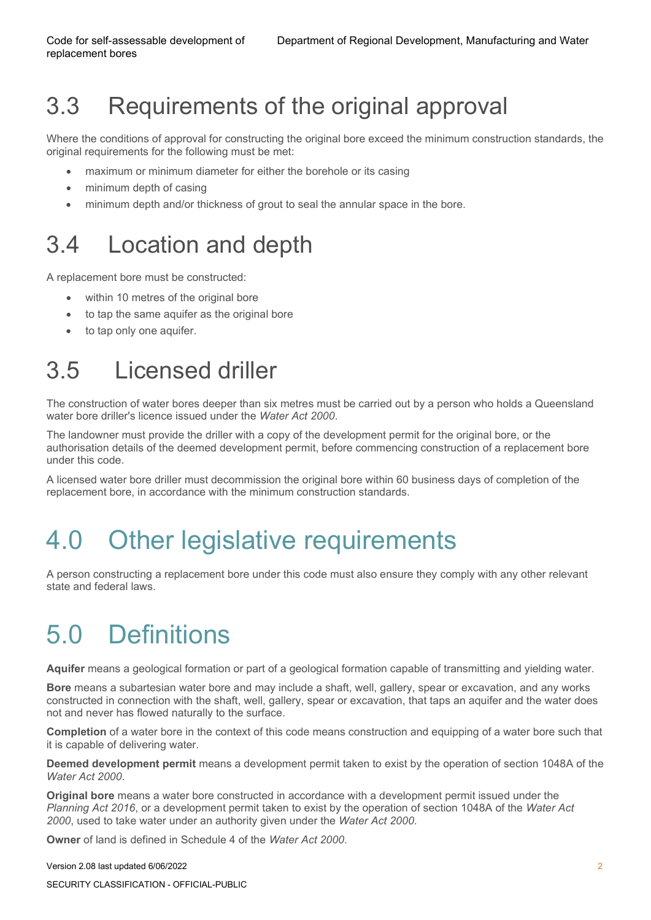## 3.3 Requirements of the original approval

Where the conditions of approval for constructing the original bore exceed the minimum construction standards, the original requirements for the following must be met:

- maximum or minimum diameter for either the borehole or its casing
- minimum depth of casing
- minimum depth and/or thickness of grout to seal the annular space in the bore.

## 3.4 Location and depth

A replacement bore must be constructed:

- within 10 metres of the original bore
- to tap the same aquifer as the original bore
- to tap only one aquifer.

## 3.5 Licensed driller

The construction of water bores deeper than six metres must be carried out by a person who holds a Queensland water bore driller's licence issued under the *Water Act 2000*.

The landowner must provide the driller with a copy of the development permit for the original bore, or the authorisation details of the deemed development permit, before commencing construction of a replacement bore under this code.

A licensed water bore driller must decommission the original bore within 60 business days of completion of the replacement bore, in accordance with the minimum construction standards.

# 4.0 Other legislative requirements

A person constructing a replacement bore under this code must also ensure they comply with any other relevant state and federal laws.

# 5.0 Definitions

**Aquifer** means a geological formation or part of a geological formation capable of transmitting and yielding water.

**Bore** means a subartesian water bore and may include a shaft, well, gallery, spear or excavation, and any works constructed in connection with the shaft, well, gallery, spear or excavation, that taps an aquifer and the water does not and never has flowed naturally to the surface.

**Completion** of a water bore in the context of this code means construction and equipping of a water bore such that it is capable of delivering water.

**Deemed development permit** means a development permit taken to exist by the operation of section 1048A of the *Water Act 2000*.

**Original bore** means a water bore constructed in accordance with a development permit issued under the *Planning Act 2016*, or a development permit taken to exist by the operation of section 1048A of the *Water Act 2000*, used to take water under an authority given under the *Water Act 2000*.

**Owner** of land is defined in Schedule 4 of the *Water Act 2000*.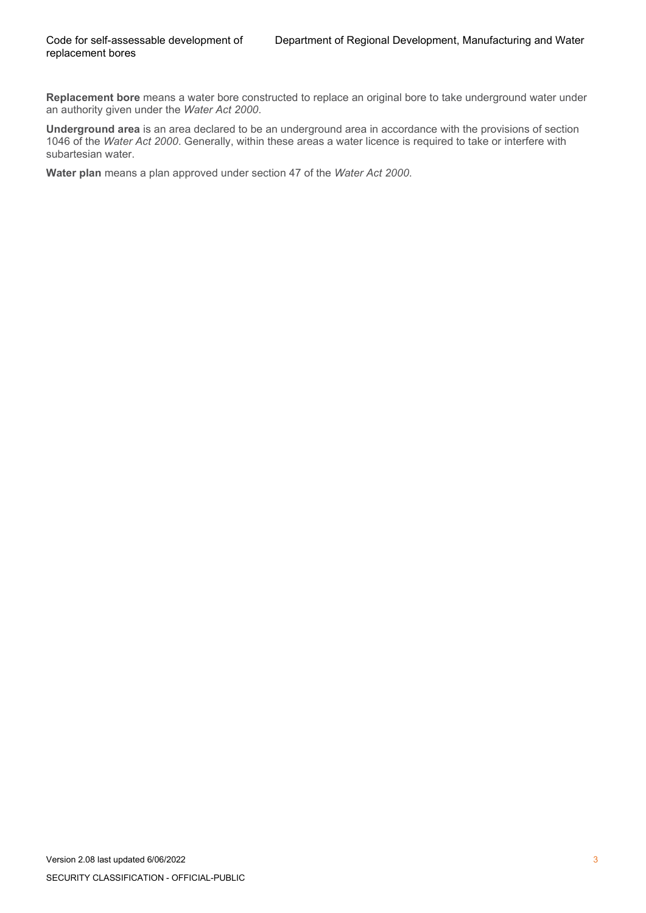**Replacement bore** means a water bore constructed to replace an original bore to take underground water under an authority given under the *Water Act 2000*.

**Underground area** is an area declared to be an underground area in accordance with the provisions of section 1046 of the *Water Act 2000*. Generally, within these areas a water licence is required to take or interfere with subartesian water.

**Water plan** means a plan approved under section 47 of the *Water Act 2000*.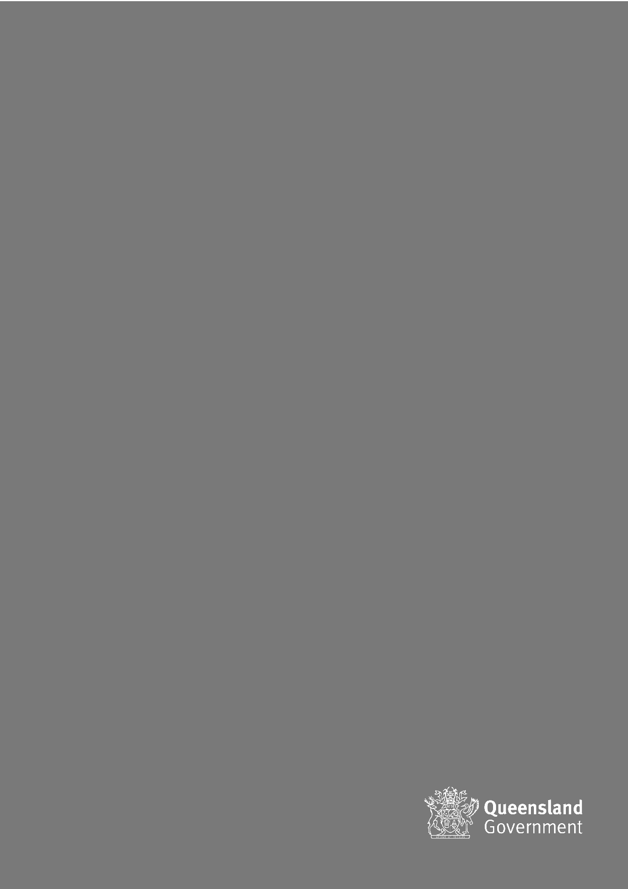Queensland Government